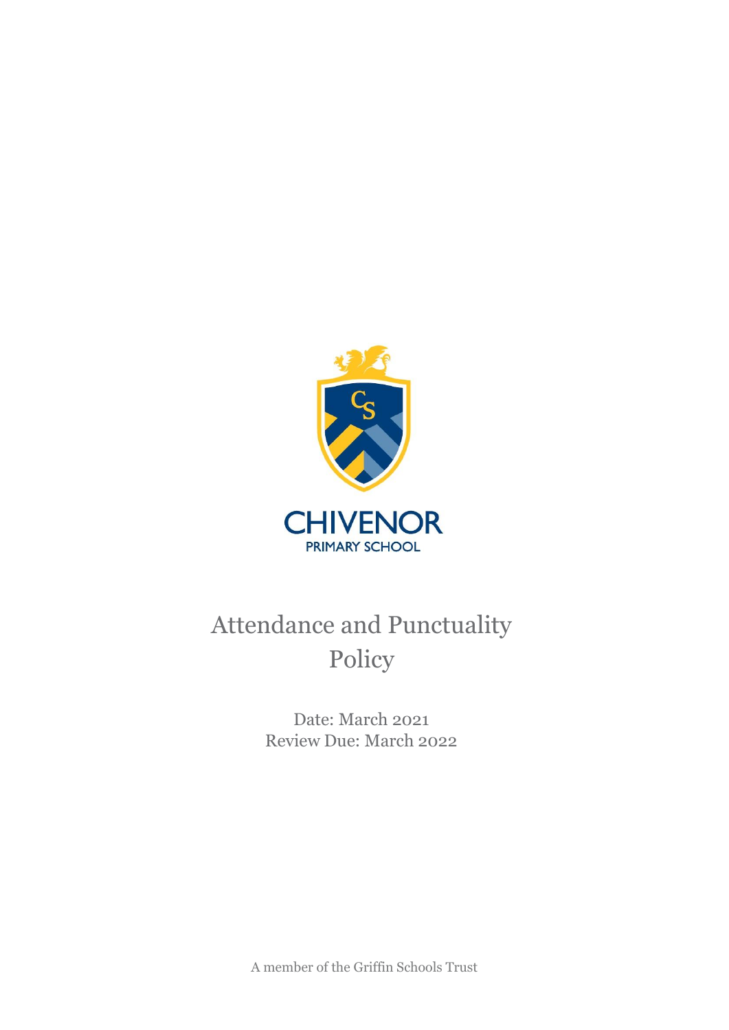CHIVENOR

PRIMARY SCHOOL

# Attendance and Punctuality Policy

Date: March 2021

Review Due: March 2022

A member of the Griffin Schools Trust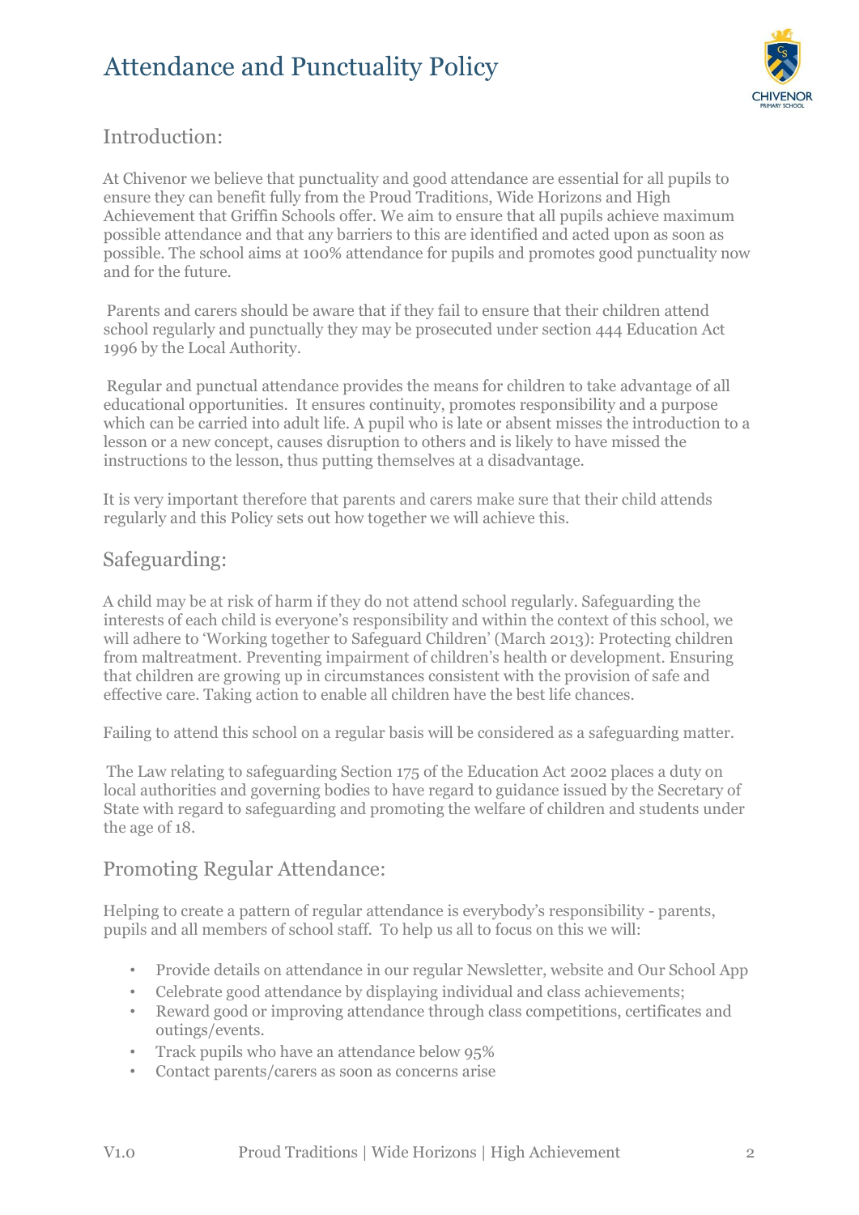# Attendance and Punctuality Policy

## Introduction:

At Chivenor we believe that punctuality and good attendance are essential for all pupils to ensure they can benefit fully from the Proud Traditions, Wide Horizons and High Achievement that Griffin Schools offer. We aim to ensure that all pupils achieve maximum possible attendance and that any barriers to this are identified and acted upon as soon as possible. The school aims at 100% attendance for pupils and promotes good punctuality now and for the future.

Parents and carers should be aware that if they fail to ensure that their children attend school regularly and punctually they may be prosecuted under section 444 Education Act 1996 by the Local Authority.

Regular and punctual attendance provides the means for children to take advantage of all educational opportunities. It ensures continuity, promotes responsibility and a purpose which can be carried into adult life. A pupil who is late or absent misses the introduction to a lesson or a new concept, causes disruption to others and is likely to have missed the instructions to the lesson, thus putting themselves at a disadvantage.

It is very important therefore that parents and carers make sure that their child attends regularly and this Policy sets out how together we will achieve this.

## Safeguarding:

A child may be at risk of harm if they do not attend school regularly. Safeguarding the interests of each child is everyone's responsibility and within the context of this school, we will adhere to 'Working together to Safeguard Children' (March 2013): Protecting children from maltreatment. Preventing impairment of children's health or development. Ensuring that children are growing up in circumstances consistent with the provision of safe and effective care. Taking action to enable all children have the best life chances.

Failing to attend this school on a regular basis will be considered as a safeguarding matter.

The Law relating to safeguarding Section 175 of the Education Act 2002 places a duty on local authorities and governing bodies to have regard to guidance issued by the Secretary of State with regard to safeguarding and promoting the welfare of children and students under the age of 18.

## Promoting Regular Attendance:

Helping to create a pattern of regular attendance is everybody's responsibility - parents, pupils and all members of school staff. To help us all to focus on this we will:

- Provide details on attendance in our regular Newsletter, website and Our School App
- Celebrate good attendance by displaying individual and class achievements;
- Reward good or improving attendance through class competitions, certificates and outings/events.
- Track pupils who have an attendance below 95%
- Contact parents/carers as soon as concerns arise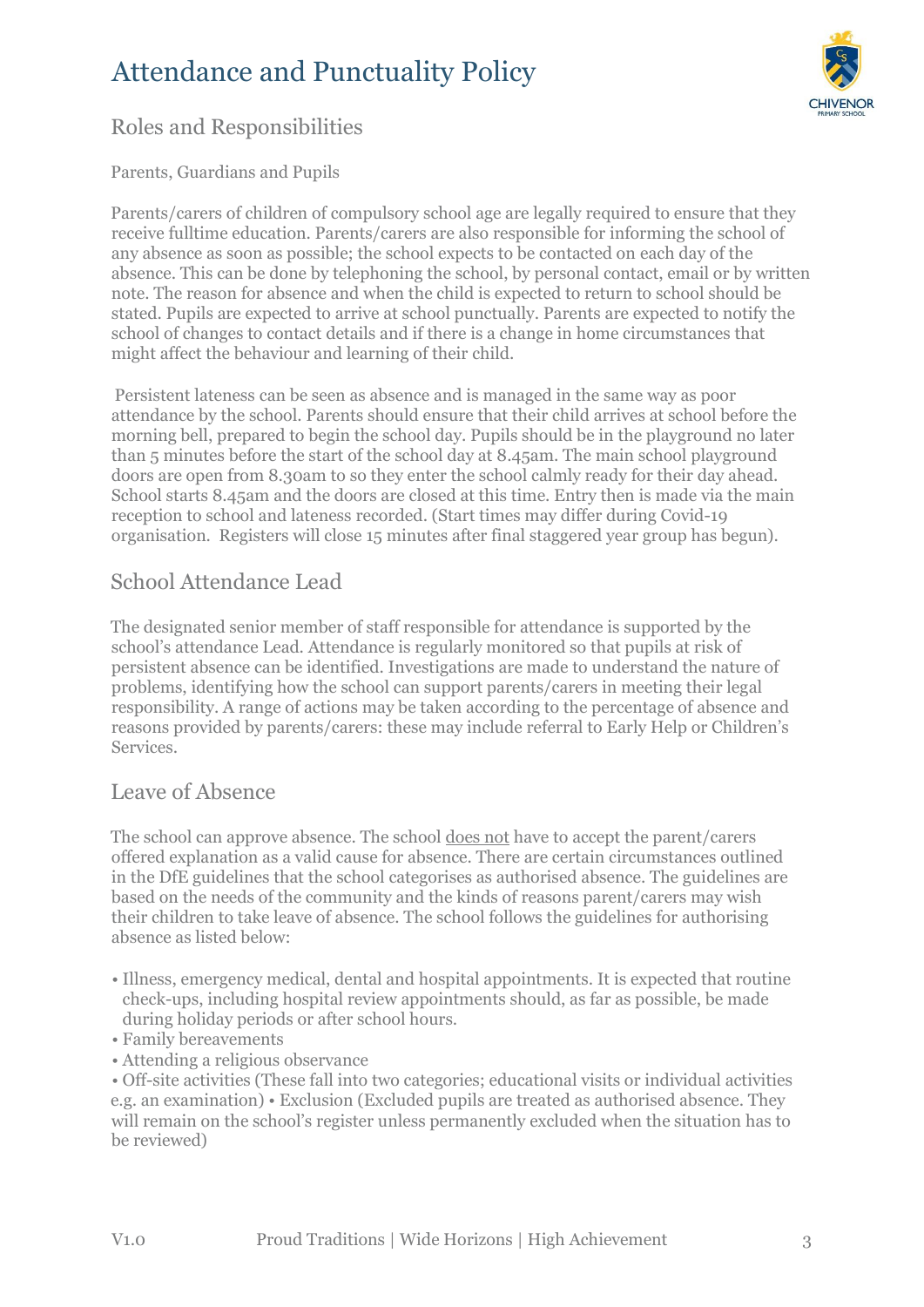# Attendance and Punctuality Policy

## Roles and Responsibilities

Parents, Guardians and Pupils

Parents/carers of children of compulsory school age are legally required to ensure that they receive fulltime education. Parents/carers are also responsible for informing the school of any absence as soon as possible; the school expects to be contacted on each day of the absence. This can be done by telephoning the school, by personal contact, email or by written note. The reason for absence and when the child is expected to return to school should be stated. Pupils are expected to arrive at school punctually. Parents are expected to notify the school of changes to contact details and if there is a change in home circumstances that might affect the behaviour and learning of their child.

Persistent lateness can be seen as absence and is managed in the same way as poor attendance by the school. Parents should ensure that their child arrives at school before the morning bell, prepared to begin the school day. Pupils should be in the playground no later than 5 minutes before the start of the school day at 8.45am. The main school playground doors are open from 8.30am to so they enter the school calmly ready for their day ahead. School starts 8.45am and the doors are closed at this time. Entry then is made via the main reception to school and lateness recorded. (Start times may differ during Covid-19 organisation. Registers will close 15 minutes after final staggered year group has begun).

## School Attendance Lead

The designated senior member of staff responsible for attendance is supported by the school's attendance Lead. Attendance is regularly monitored so that pupils at risk of persistent absence can be identified. Investigations are made to understand the nature of problems, identifying how the school can support parents/carers in meeting their legal responsibility. A range of actions may be taken according to the percentage of absence and reasons provided by parents/carers: these may include referral to Early Help or Children's Services.

## Leave of Absence

The school can approve absence. The school does not have to accept the parent/carers offered explanation as a valid cause for absence. There are certain circumstances outlined in the DfE guidelines that the school categorises as authorised absence. The guidelines are based on the needs of the community and the kinds of reasons parent/carers may wish their children to take leave of absence. The school follows the guidelines for authorising absence as listed below:

- Illness, emergency medical, dental and hospital appointments. It is expected that routine check-ups, including hospital review appointments should, as far as possible, be made during holiday periods or after school hours.
- Family bereavements
- Attending a religious observance
- Off-site activities (These fall into two categories; educational visits or individual activities e.g. an examination)
- Exclusion (Excluded pupils are treated as authorised absence. They will remain on the school's register unless permanently excluded when the situation has to be reviewed)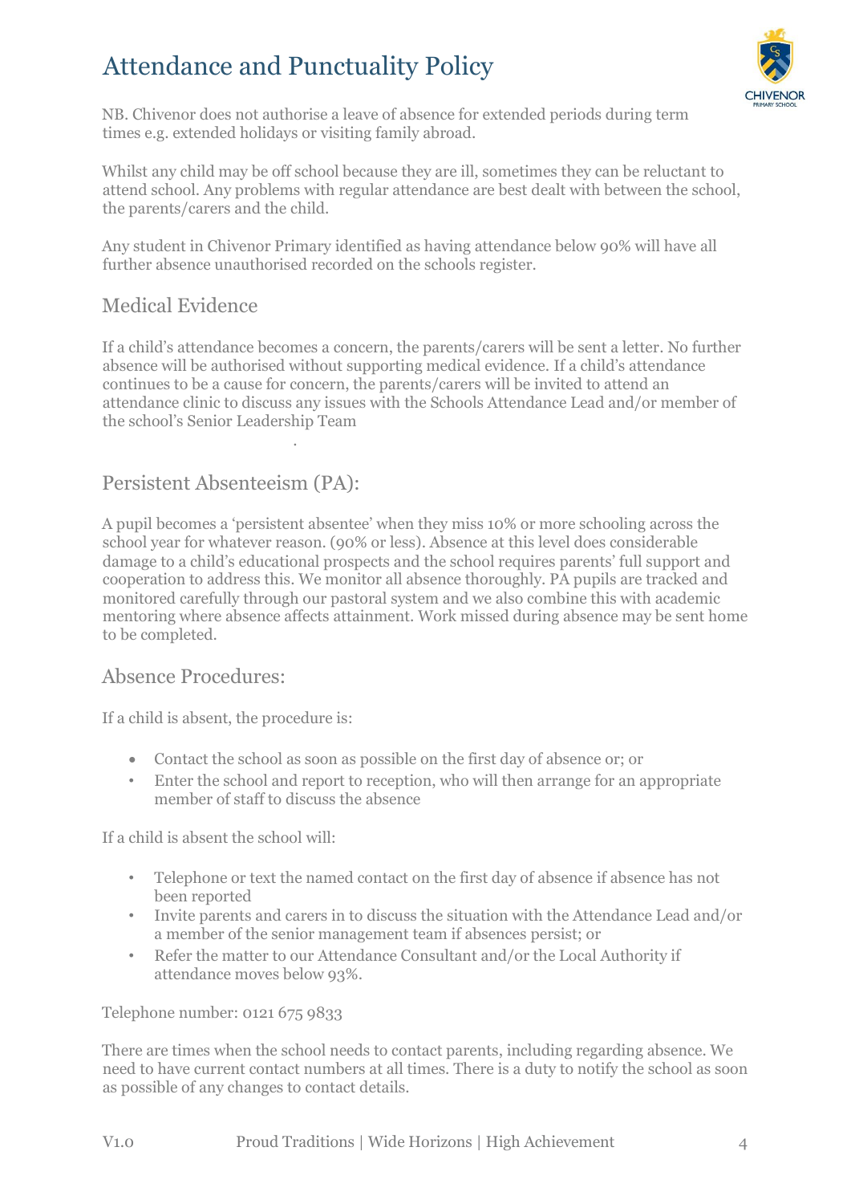NB. Chivenor does not authorise a leave of absence for extended periods during term times e.g. extended holidays or visiting family abroad.

Whilst any child may be off school because they are ill, sometimes they can be reluctant to attend school. Any problems with regular attendance are best dealt with between the school, the parents/carers and the child.

Any student in Chivenor Primary identified as having attendance below 90% will have all further absence unauthorised recorded on the schools register.

## Medical Evidence

If a child's attendance becomes a concern, the parents/carers will be sent a letter. No further absence will be authorised without supporting medical evidence. If a child's attendance continues to be a cause for concern, the parents/carers will be invited to attend an attendance clinic to discuss any issues with the Schools Attendance Lead and/or member of the school's Senior Leadership Team

.

## Persistent Absenteeism (PA):

A pupil becomes a 'persistent absentee' when they miss 10% or more schooling across the school year for whatever reason. (90% or less). Absence at this level does considerable damage to a child's educational prospects and the school requires parents' full support and cooperation to address this. We monitor all absence thoroughly. PA pupils are tracked and monitored carefully through our pastoral system and we also combine this with academic mentoring where absence affects attainment. Work missed during absence may be sent home to be completed.

## Absence Procedures:

If a child is absent, the procedure is:

- Contact the school as soon as possible on the first day of absence or; or
- Enter the school and report to reception, who will then arrange for an appropriate member of staff to discuss the absence

If a child is absent the school will:

- Telephone or text the named contact on the first day of absence if absence has not been reported
- Invite parents and carers in to discuss the situation with the Attendance Lead and/or a member of the senior management team if absences persist; or
- Refer the matter to our Attendance Consultant and/or the Local Authority if attendance moves below 93%.

Telephone number: 0121 675 9833

There are times when the school needs to contact parents, including regarding absence. We need to have current contact numbers at all times. There is a duty to notify the school as soon as possible of any changes to contact details.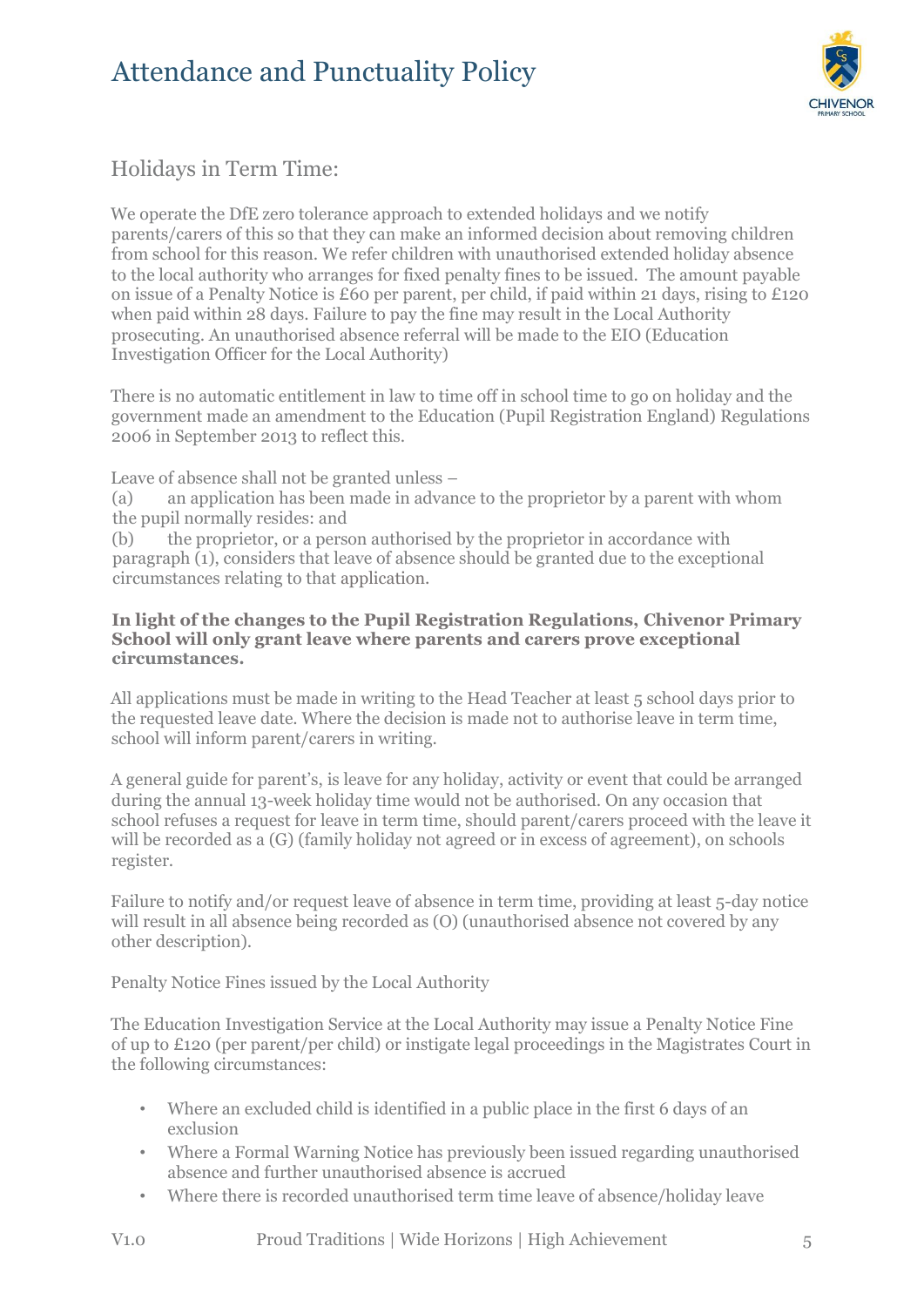## Holidays in Term Time:

We operate the DfE zero tolerance approach to extended holidays and we notify parents/carers of this so that they can make an informed decision about removing children from school for this reason. We refer children with unauthorised extended holiday absence to the local authority who arranges for fixed penalty fines to be issued. The amount payable on issue of a Penalty Notice is £60 per parent, per child, if paid within 21 days, rising to £120 when paid within 28 days. Failure to pay the fine may result in the Local Authority prosecuting. An unauthorised absence referral will be made to the EIO (Education Investigation Officer for the Local Authority)

There is no automatic entitlement in law to time off in school time to go on holiday and the government made an amendment to the Education (Pupil Registration England) Regulations 2006 in September 2013 to reflect this.

Leave of absence shall not be granted unless –

(a) an application has been made in advance to the proprietor by a parent with whom the pupil normally resides: and

(b) the proprietor, or a person authorised by the proprietor in accordance with paragraph (1), considers that leave of absence should be granted due to the exceptional circumstances relating to that application.

**In light of the changes to the Pupil Registration Regulations, Chivenor Primary School will only grant leave where parents and carers prove exceptional circumstances.**

All applications must be made in writing to the Head Teacher at least 5 school days prior to the requested leave date. Where the decision is made not to authorise leave in term time, school will inform parent/carers in writing.

A general guide for parent's, is leave for any holiday, activity or event that could be arranged during the annual 13-week holiday time would not be authorised. On any occasion that school refuses a request for leave in term time, should parent/carers proceed with the leave it will be recorded as a (G) (family holiday not agreed or in excess of agreement), on schools register.

Failure to notify and/or request leave of absence in term time, providing at least 5-day notice will result in all absence being recorded as (O) (unauthorised absence not covered by any other description).

Penalty Notice Fines issued by the Local Authority

The Education Investigation Service at the Local Authority may issue a Penalty Notice Fine of up to £120 (per parent/per child) or instigate legal proceedings in the Magistrates Court in the following circumstances:

- Where an excluded child is identified in a public place in the first 6 days of an exclusion
- Where a Formal Warning Notice has previously been issued regarding unauthorised absence and further unauthorised absence is accrued
- Where there is recorded unauthorised term time leave of absence/holiday leave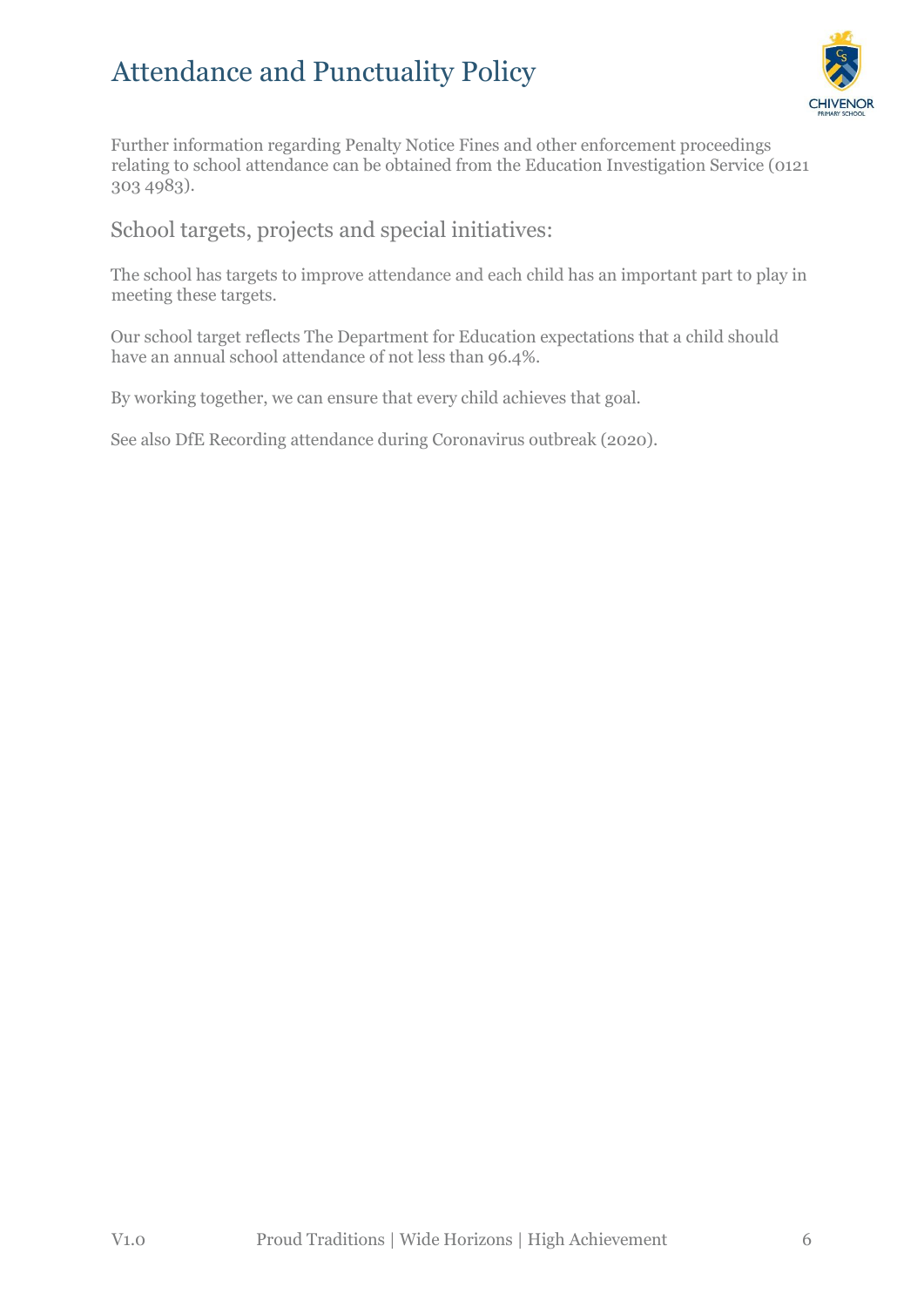Further information regarding Penalty Notice Fines and other enforcement proceedings relating to school attendance can be obtained from the Education Investigation Service (0121 303 4983).

## School targets, projects and special initiatives:

The school has targets to improve attendance and each child has an important part to play in meeting these targets.

Our school target reflects The Department for Education expectations that a child should have an annual school attendance of not less than 96.4%.

By working together, we can ensure that every child achieves that goal.

See also DfE Recording attendance during Coronavirus outbreak (2020).